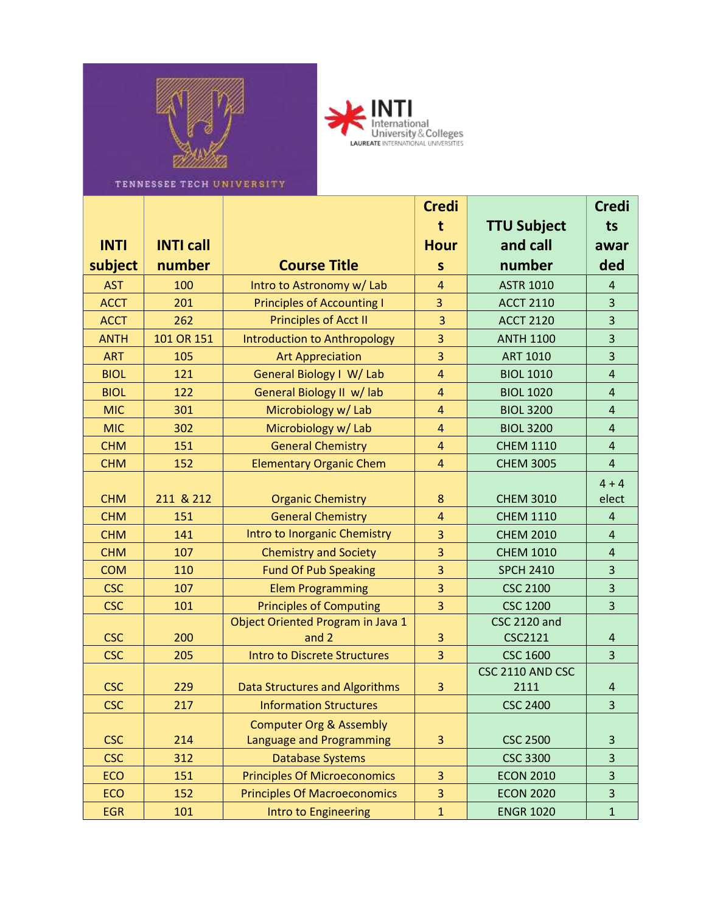TENNESSEE TECH UNIVERSITY

INTI International University & Colleges
LAUREATE INTERNATIONAL UNIVERSITIES

| INTI subject | INTI call number | Course Title | Credit Hours | TTU Subject and call number | Credits awarded |
|---|---|---|---|---|---|
| AST | 100 | Intro to Astronomy w/ Lab | 4 | ASTR 1010 | 4 |
| ACCT | 201 | Principles of Accounting I | 3 | ACCT 2110 | 3 |
| ACCT | 262 | Principles of Acct II | 3 | ACCT 2120 | 3 |
| ANTH | 101 OR 151 | Introduction to Anthropology | 3 | ANTH 1100 | 3 |
| ART | 105 | Art Appreciation | 3 | ART 1010 | 3 |
| BIOL | 121 | General Biology I W/ Lab | 4 | BIOL 1010 | 4 |
| BIOL | 122 | General Biology II w/ lab | 4 | BIOL 1020 | 4 |
| MIC | 301 | Microbiology w/ Lab | 4 | BIOL 3200 | 4 |
| MIC | 302 | Microbiology w/ Lab | 4 | BIOL 3200 | 4 |
| CHM | 151 | General Chemistry | 4 | CHEM 1110 | 4 |
| CHM | 152 | Elementary Organic Chem | 4 | CHEM 3005 | 4 |
| CHM | 211 & 212 | Organic Chemistry | 8 | CHEM 3010 | 4 + 4 elect |
| CHM | 151 | General Chemistry | 4 | CHEM 1110 | 4 |
| CHM | 141 | Intro to Inorganic Chemistry | 3 | CHEM 2010 | 4 |
| CHM | 107 | Chemistry and Society | 3 | CHEM 1010 | 4 |
| COM | 110 | Fund Of Pub Speaking | 3 | SPCH 2410 | 3 |
| CSC | 107 | Elem Programming | 3 | CSC 2100 | 3 |
| CSC | 101 | Principles of Computing | 3 | CSC 1200 | 3 |
| CSC | 200 | Object Oriented Program in Java 1 and 2 | 3 | CSC 2120 and CSC2121 | 4 |
| CSC | 205 | Intro to Discrete Structures | 3 | CSC 1600 | 3 |
| CSC | 229 | Data Structures and Algorithms | 3 | CSC 2110 AND CSC 2111 | 4 |
| CSC | 217 | Information Structures | | CSC 2400 | 3 |
| CSC | 214 | Computer Org & Assembly Language and Programming | 3 | CSC 2500 | 3 |
| CSC | 312 | Database Systems | | CSC 3300 | 3 |
| ECO | 151 | Principles Of Microeconomics | 3 | ECON 2010 | 3 |
| ECO | 152 | Principles Of Macroeconomics | 3 | ECON 2020 | 3 |
| EGR | 101 | Intro to Engineering | 1 | ENGR 1020 | 1 |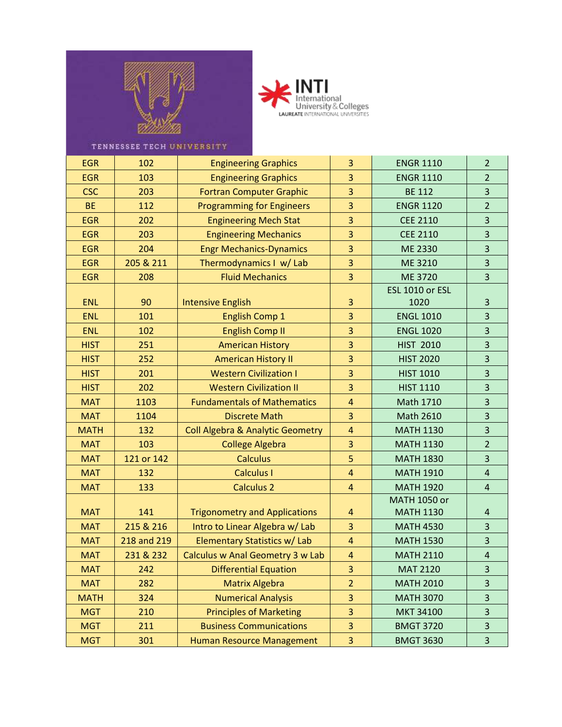| | | | | | |
|---|---|---|---|---|---|
| EGR | 102 | Engineering Graphics | 3 | ENGR 1110 | 2 |
| EGR | 103 | Engineering Graphics | 3 | ENGR 1110 | 2 |
| CSC | 203 | Fortran Computer Graphic | 3 | BE 112 | 3 |
| BE | 112 | Programming for Engineers | 3 | ENGR 1120 | 2 |
| EGR | 202 | Engineering Mech Stat | 3 | CEE 2110 | 3 |
| EGR | 203 | Engineering Mechanics | 3 | CEE 2110 | 3 |
| EGR | 204 | Engr Mechanics-Dynamics | 3 | ME 2330 | 3 |
| EGR | 205 & 211 | Thermodynamics I w/ Lab | 3 | ME 3210 | 3 |
| EGR | 208 | Fluid Mechanics | 3 | ME 3720 | 3 |
| ENL | 90 | Intensive English | 3 | ESL 1010 or ESL 1020 | 3 |
| ENL | 101 | English Comp 1 | 3 | ENGL 1010 | 3 |
| ENL | 102 | English Comp II | 3 | ENGL 1020 | 3 |
| HIST | 251 | American History | 3 | HIST 2010 | 3 |
| HIST | 252 | American History II | 3 | HIST 2020 | 3 |
| HIST | 201 | Western Civilization I | 3 | HIST 1010 | 3 |
| HIST | 202 | Western Civilization II | 3 | HIST 1110 | 3 |
| MAT | 1103 | Fundamentals of Mathematics | 4 | Math 1710 | 3 |
| MAT | 1104 | Discrete Math | 3 | Math 2610 | 3 |
| MATH | 132 | Coll Algebra & Analytic Geometry | 4 | MATH 1130 | 3 |
| MAT | 103 | College Algebra | 3 | MATH 1130 | 2 |
| MAT | 121 or 142 | Calculus | 5 | MATH 1830 | 3 |
| MAT | 132 | Calculus I | 4 | MATH 1910 | 4 |
| MAT | 133 | Calculus 2 | 4 | MATH 1920 | 4 |
| MAT | 141 | Trigonometry and Applications | 4 | MATH 1050 or MATH 1130 | 4 |
| MAT | 215 & 216 | Intro to Linear Algebra w/ Lab | 3 | MATH 4530 | 3 |
| MAT | 218 and 219 | Elementary Statistics w/ Lab | 4 | MATH 1530 | 3 |
| MAT | 231 & 232 | Calculus w Anal Geometry 3 w Lab | 4 | MATH 2110 | 4 |
| MAT | 242 | Differential Equation | 3 | MAT 2120 | 3 |
| MAT | 282 | Matrix Algebra | 2 | MATH 2010 | 3 |
| MATH | 324 | Numerical Analysis | 3 | MATH 3070 | 3 |
| MGT | 210 | Principles of Marketing | 3 | MKT 34100 | 3 |
| MGT | 211 | Business Communications | 3 | BMGT 3720 | 3 |
| MGT | 301 | Human Resource Management | 3 | BMGT 3630 | 3 |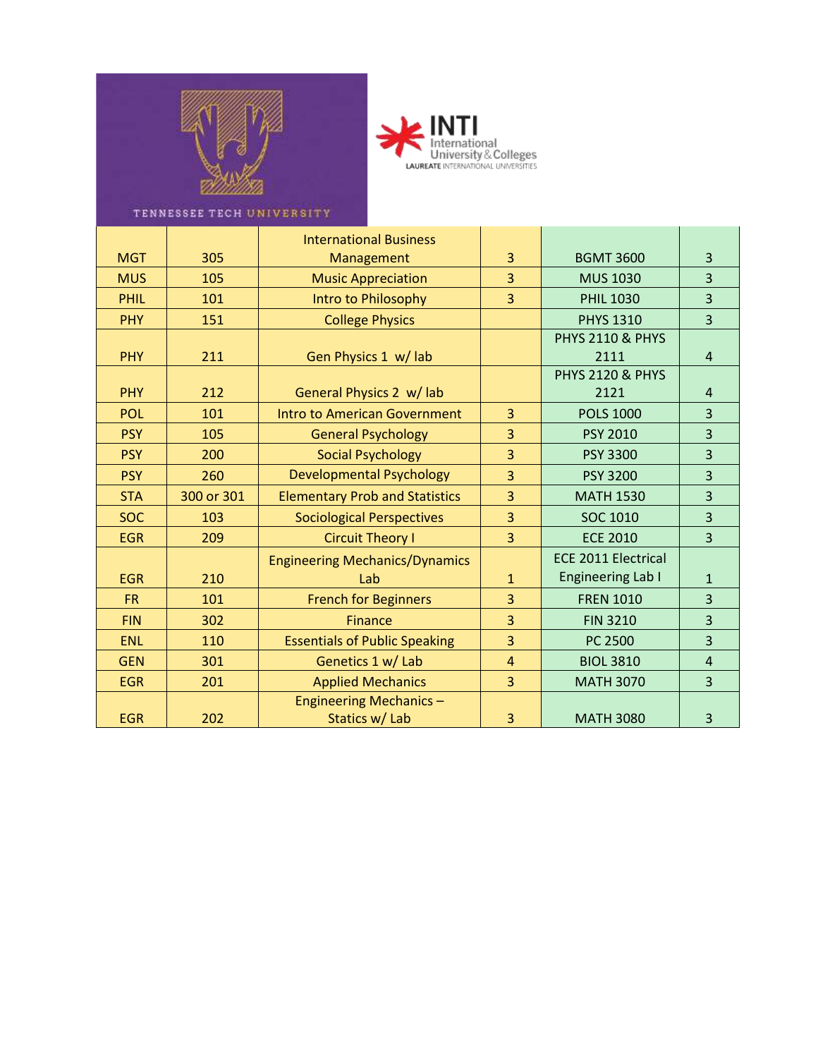TENNESSEE TECH UNIVERSITY

INTI International University & Colleges
LAUREATE INTERNATIONAL UNIVERSITIES

| | | | | | |
|---|---|---|---|---|---|
| MGT | 305 | International Business Management | 3 | BGMT 3600 | 3 |
| MUS | 105 | Music Appreciation | 3 | MUS 1030 | 3 |
| PHIL | 101 | Intro to Philosophy | 3 | PHIL 1030 | 3 |
| PHY | 151 | College Physics | | PHYS 1310 | 3 |
| PHY | 211 | Gen Physics 1 w/ lab | | PHYS 2110 & PHYS 2111 | 4 |
| PHY | 212 | General Physics 2 w/ lab | | PHYS 2120 & PHYS 2121 | 4 |
| POL | 101 | Intro to American Government | 3 | POLS 1000 | 3 |
| PSY | 105 | General Psychology | 3 | PSY 2010 | 3 |
| PSY | 200 | Social Psychology | 3 | PSY 3300 | 3 |
| PSY | 260 | Developmental Psychology | 3 | PSY 3200 | 3 |
| STA | 300 or 301 | Elementary Prob and Statistics | 3 | MATH 1530 | 3 |
| SOC | 103 | Sociological Perspectives | 3 | SOC 1010 | 3 |
| EGR | 209 | Circuit Theory I | 3 | ECE 2010 | 3 |
| EGR | 210 | Engineering Mechanics/Dynamics Lab | 1 | ECE 2011 Electrical Engineering Lab I | 1 |
| FR | 101 | French for Beginners | 3 | FREN 1010 | 3 |
| FIN | 302 | Finance | 3 | FIN 3210 | 3 |
| ENL | 110 | Essentials of Public Speaking | 3 | PC 2500 | 3 |
| GEN | 301 | Genetics 1 w/ Lab | 4 | BIOL 3810 | 4 |
| EGR | 201 | Applied Mechanics | 3 | MATH 3070 | 3 |
| EGR | 202 | Engineering Mechanics – Statics w/ Lab | 3 | MATH 3080 | 3 |